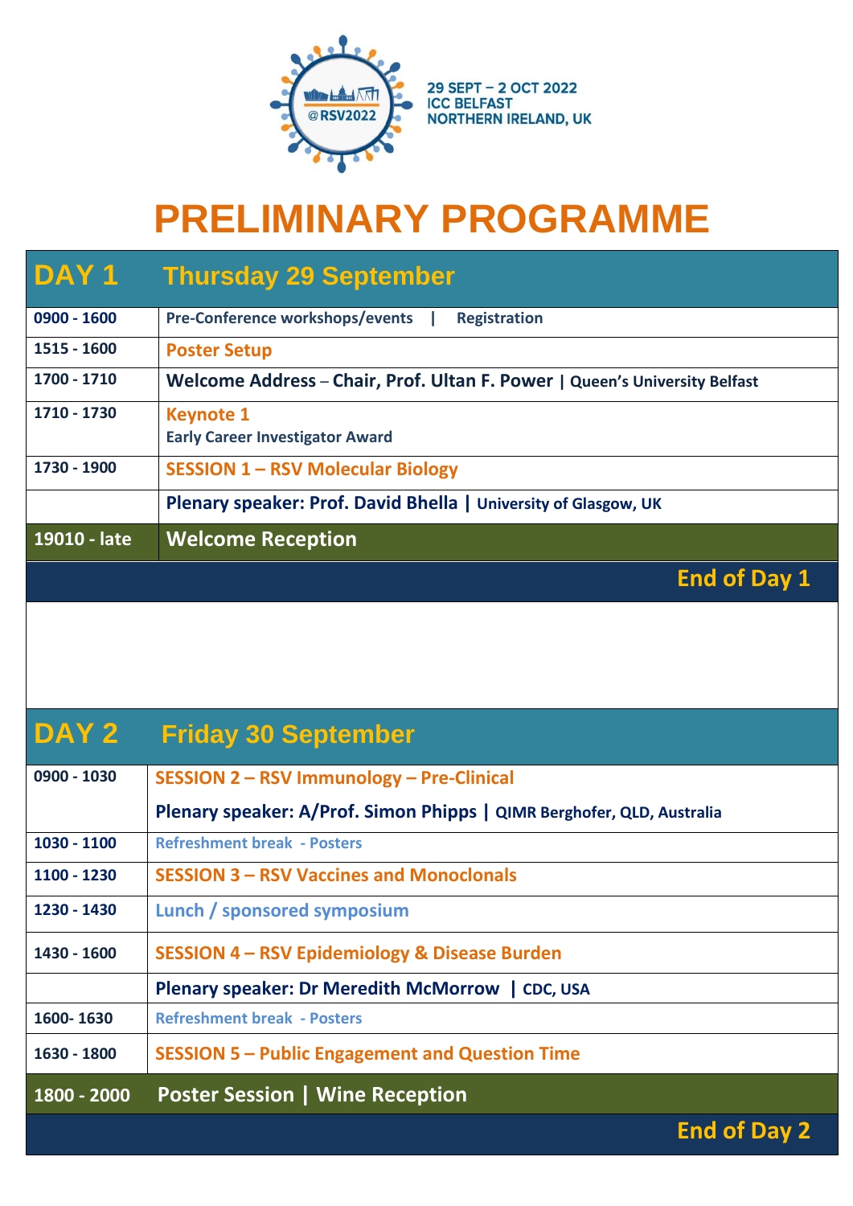@RSV2022

29 SEPT – 2 OCT 2022
ICC BELFAST
NORTHERN IRELAND, UK

# PRELIMINARY PROGRAMME

## DAY 1 Thursday 29 September

| Time | Event |
|---|---|
| 0900 - 1600 | Pre-Conference workshops/events \| Registration |
| 1515 - 1600 | Poster Setup |
| 1700 - 1710 | **Welcome Address – Chair, Prof. Ultan F. Power** \| Queen's University Belfast |
| 1710 - 1730 | **Keynote 1**<br>Early Career Investigator Award |
| 1730 - 1900 | **SESSION 1 – RSV Molecular Biology** |
| | **Plenary speaker: Prof. David Bhella** \| University of Glasgow, UK |
| 19010 - late | **Welcome Reception** |

**End of Day 1**

## DAY 2 Friday 30 September

| Time | Event |
|---|---|
| 0900 - 1030 | **SESSION 2 – RSV Immunology – Pre-Clinical**<br>**Plenary speaker: A/Prof. Simon Phipps** \| QIMR Berghofer, QLD, Australia |
| 1030 - 1100 | Refreshment break - Posters |
| 1100 - 1230 | **SESSION 3 – RSV Vaccines and Monoclonals** |
| 1230 - 1430 | Lunch / sponsored symposium |
| 1430 - 1600 | **SESSION 4 – RSV Epidemiology & Disease Burden** |
| | **Plenary speaker: Dr Meredith McMorrow** \| CDC, USA |
| 1600- 1630 | Refreshment break - Posters |
| 1630 - 1800 | **SESSION 5 – Public Engagement and Question Time** |
| 1800 - 2000 | **Poster Session \| Wine Reception** |

**End of Day 2**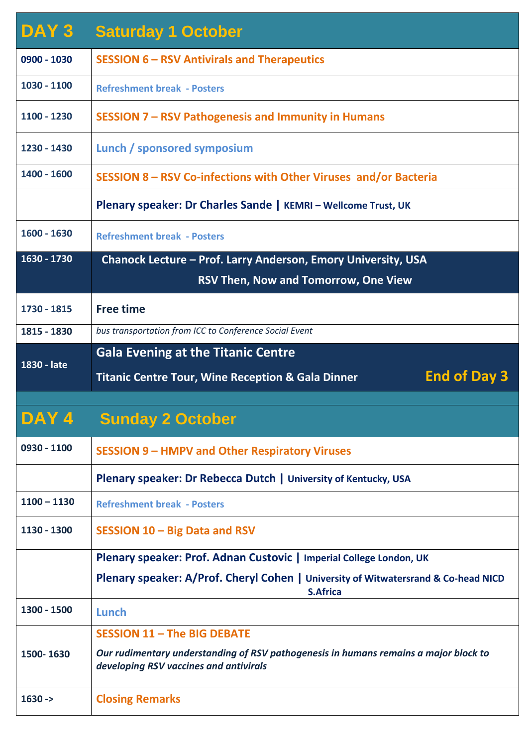| DAY 3 | Saturday 1 October |
|---|---|
| 0900 - 1030 | SESSION 6 – RSV Antivirals and Therapeutics |
| 1030 - 1100 | Refreshment break - Posters |
| 1100 - 1230 | SESSION 7 – RSV Pathogenesis and Immunity in Humans |
| 1230 - 1430 | Lunch / sponsored symposium |
| 1400 - 1600 | SESSION 8 – RSV Co-infections with Other Viruses and/or Bacteria |
| | **Plenary speaker: Dr Charles Sande** \| KEMRI – Wellcome Trust, UK |
| 1600 - 1630 | Refreshment break - Posters |
| 1630 - 1730 | **Chanock Lecture – Prof. Larry Anderson, Emory University, USA** <br> **RSV Then, Now and Tomorrow, One View** |
| 1730 - 1815 | Free time |
| 1815 - 1830 | *bus transportation from ICC to Conference Social Event* |
| 1830 - late | **Gala Evening at the Titanic Centre** <br> **Titanic Centre Tour, Wine Reception & Gala Dinner** <br> **End of Day 3** |

| DAY 4 | Sunday 2 October |
|---|---|
| 0930 - 1100 | SESSION 9 – HMPV and Other Respiratory Viruses |
| | **Plenary speaker: Dr Rebecca Dutch** \| University of Kentucky, USA |
| 1100 – 1130 | Refreshment break - Posters |
| 1130 - 1300 | SESSION 10 – Big Data and RSV |
| | **Plenary speaker: Prof. Adnan Custovic** \| Imperial College London, UK <br> **Plenary speaker: A/Prof. Cheryl Cohen** \| University of Witwatersrand & Co-head NICD S.Africa |
| 1300 - 1500 | Lunch |
| 1500- 1630 | SESSION 11 – The BIG DEBATE <br> *Our rudimentary understanding of RSV pathogenesis in humans remains a major block to developing RSV vaccines and antivirals* |
| 1630 -> | Closing Remarks |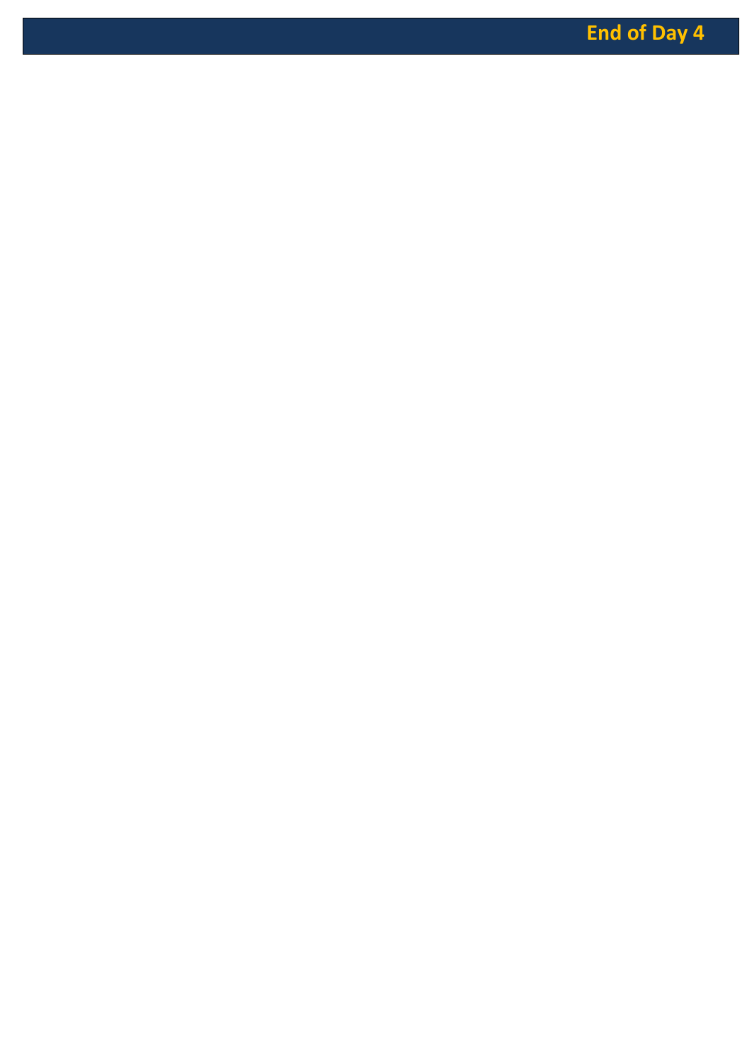# End of Day 4